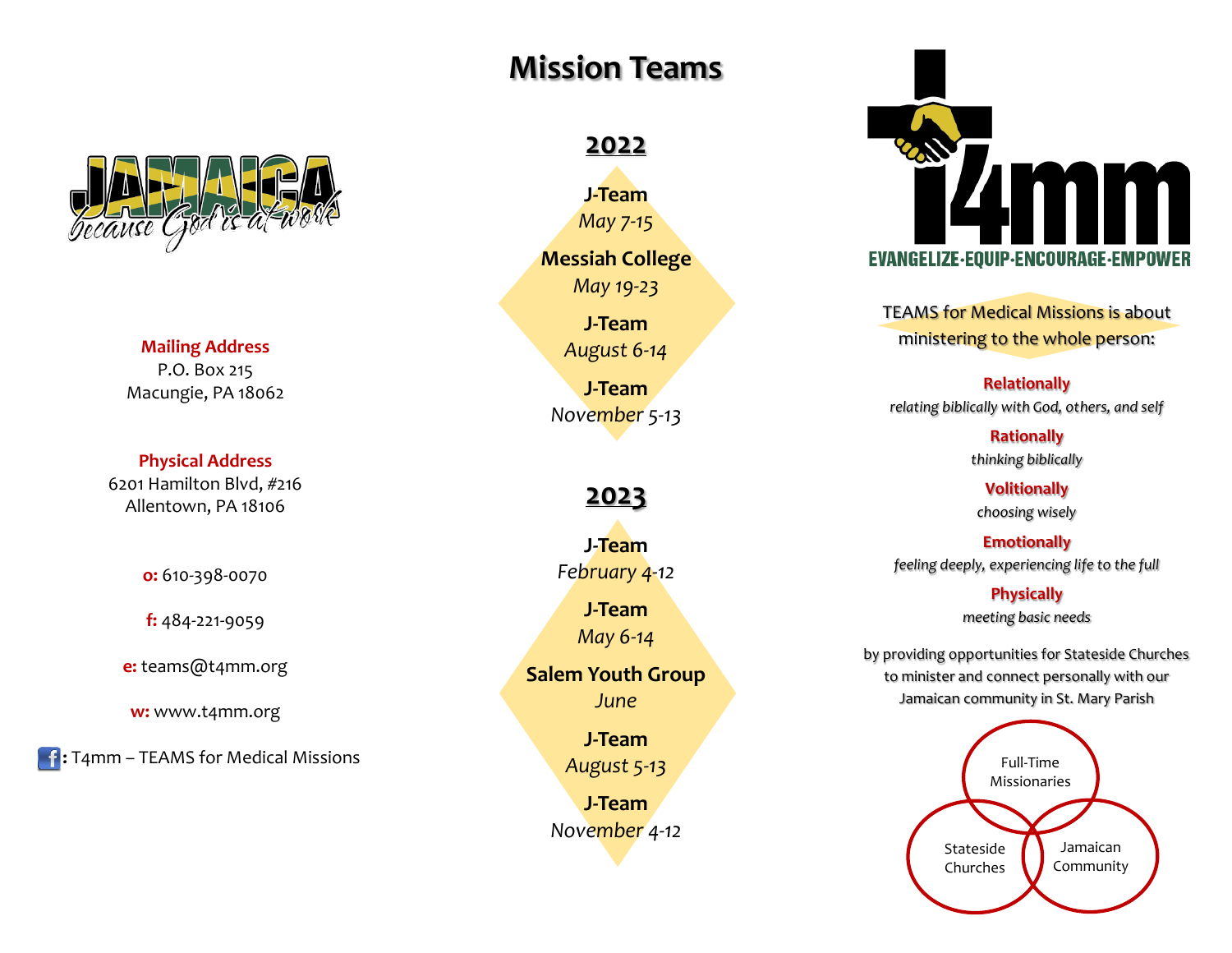# Mission Teams

JAMAICA
*because God is at work*

**Mailing Address**
P.O. Box 215
Macungie, PA 18062

**Physical Address**
6201 Hamilton Blvd, #216
Allentown, PA 18106

**o:** 610-398-0070

**f:** 484-221-9059

**e:** teams@t4mm.org

**w:** www.t4mm.org

**:** T4mm – TEAMS for Medical Missions

## 2022

**J-Team**
*May 7-15*

**Messiah College**
*May 19-23*

**J-Team**
*August 6-14*

**J-Team**
*November 5-13*

## 2023

**J-Team**
*February 4-12*

**J-Team**
*May 6-14*

**Salem Youth Group**
*June*

**J-Team**
*August 5-13*

**J-Team**
*November 4-12*

t4mm
EVANGELIZE·EQUIP·ENCOURAGE·EMPOWER

TEAMS for Medical Missions is about ministering to the whole person:

**Relationally**
*relating biblically with God, others, and self*

**Rationally**
*thinking biblically*

**Volitionally**
*choosing wisely*

**Emotionally**
*feeling deeply, experiencing life to the full*

**Physically**
*meeting basic needs*

by providing opportunities for Stateside Churches to minister and connect personally with our Jamaican community in St. Mary Parish

Full-Time Missionaries
Stateside Churches
Jamaican Community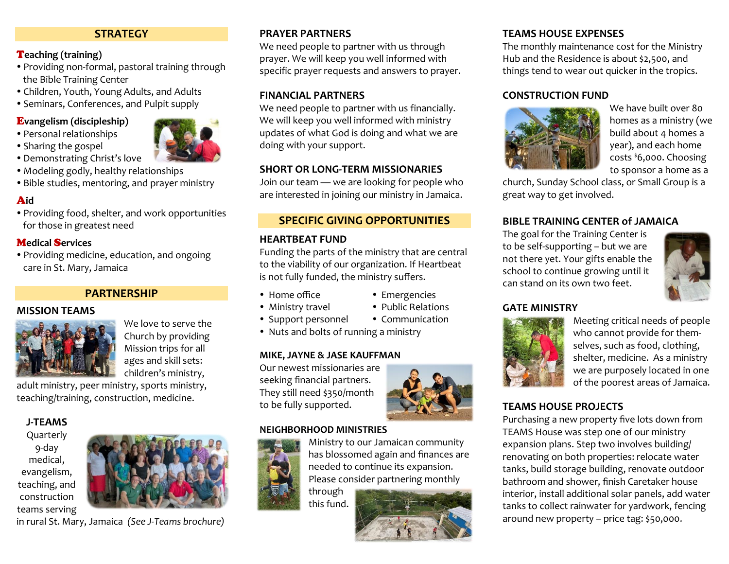## STRATEGY

**Teaching (training)**
- Providing non-formal, pastoral training through the Bible Training Center
- Children, Youth, Young Adults, and Adults
- Seminars, Conferences, and Pulpit supply

**Evangelism (discipleship)**
- Personal relationships
- Sharing the gospel
- Demonstrating Christ's love
- Modeling godly, healthy relationships
- Bible studies, mentoring, and prayer ministry

**Aid**
- Providing food, shelter, and work opportunities for those in greatest need

**Medical Services**
- Providing medicine, education, and ongoing care in St. Mary, Jamaica

## PARTNERSHIP

### MISSION TEAMS

We love to serve the Church by providing Mission trips for all ages and skill sets: children's ministry, adult ministry, peer ministry, sports ministry, teaching/training, construction, medicine.

### J-TEAMS

Quarterly 9-day medical, evangelism, teaching, and construction teams serving in rural St. Mary, Jamaica *(See J-Teams brochure)*

### PRAYER PARTNERS

We need people to partner with us through prayer. We will keep you well informed with specific prayer requests and answers to prayer.

### FINANCIAL PARTNERS

We need people to partner with us financially. We will keep you well informed with ministry updates of what God is doing and what we are doing with your support.

### SHORT OR LONG-TERM MISSIONARIES

Join our team — we are looking for people who are interested in joining our ministry in Jamaica.

## SPECIFIC GIVING OPPORTUNITIES

### HEARTBEAT FUND

Funding the parts of the ministry that are central to the viability of our organization. If Heartbeat is not fully funded, the ministry suffers.

- Home office
- Ministry travel
- Support personnel
- Emergencies
- Public Relations
- Communication
- Nuts and bolts of running a ministry

### MIKE, JAYNE & JASE KAUFFMAN

Our newest missionaries are seeking financial partners. They still need $350/month to be fully supported.

### NEIGHBORHOOD MINISTRIES

Ministry to our Jamaican community has blossomed again and finances are needed to continue its expansion. Please consider partnering monthly through this fund.

### TEAMS HOUSE EXPENSES

The monthly maintenance cost for the Ministry Hub and the Residence is about $2,500, and things tend to wear out quicker in the tropics.

### CONSTRUCTION FUND

We have built over 80 homes as a ministry (we build about 4 homes a year), and each home costs $6,000. Choosing to sponsor a home as a church, Sunday School class, or Small Group is a great way to get involved.

### BIBLE TRAINING CENTER of JAMAICA

The goal for the Training Center is to be self-supporting – but we are not there yet. Your gifts enable the school to continue growing until it can stand on its own two feet.

### GATE MINISTRY

Meeting critical needs of people who cannot provide for themselves, such as food, clothing, shelter, medicine. As a ministry we are purposely located in one of the poorest areas of Jamaica.

### TEAMS HOUSE PROJECTS

Purchasing a new property five lots down from TEAMS House was step one of our ministry expansion plans. Step two involves building/renovating on both properties: relocate water tanks, build storage building, renovate outdoor bathroom and shower, finish Caretaker house interior, install additional solar panels, add water tanks to collect rainwater for yardwork, fencing around new property – price tag: $50,000.